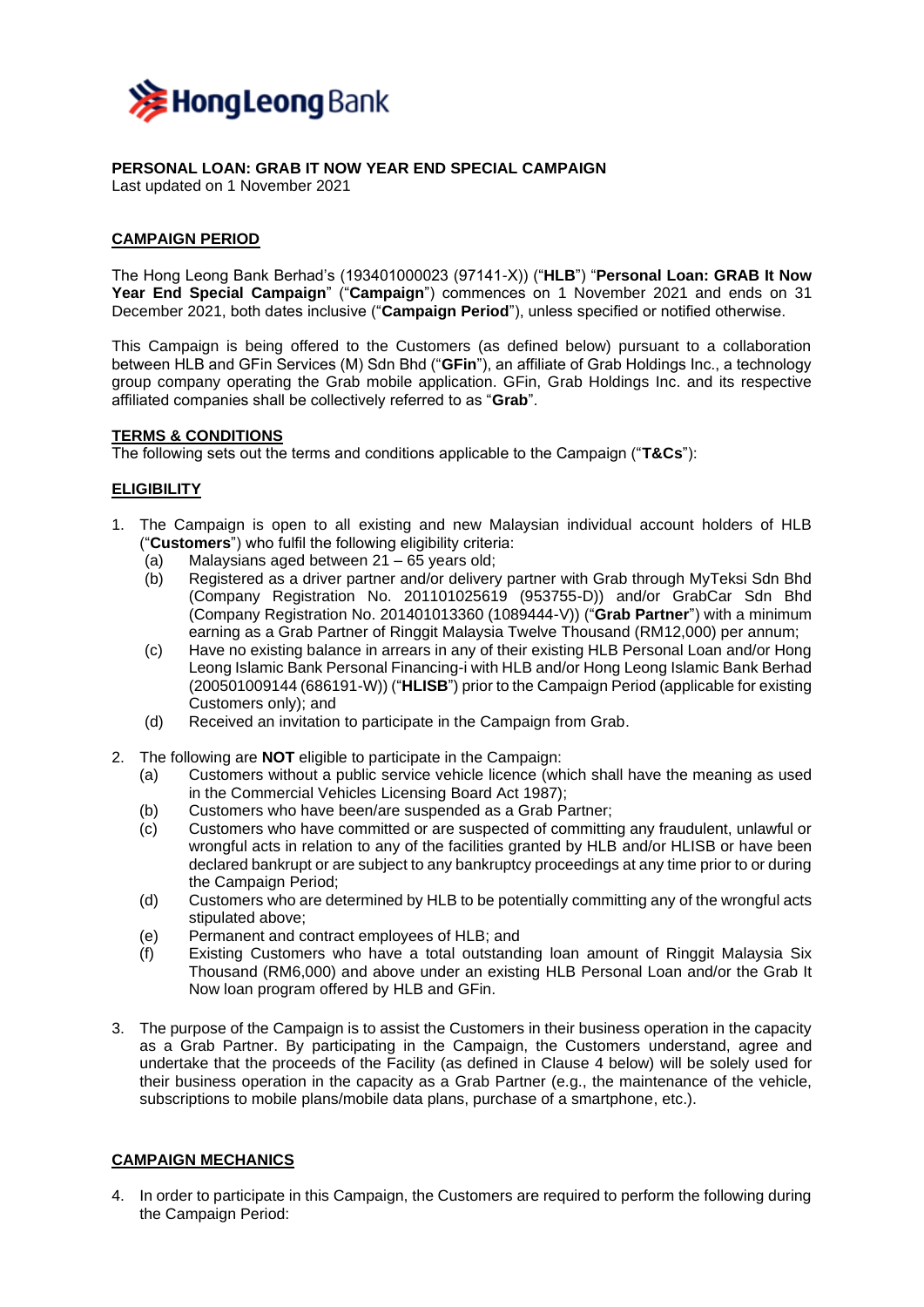**PERSONAL LOAN: GRAB IT NOW YEAR END SPECIAL CAMPAIGN**
Last updated on 1 November 2021

## CAMPAIGN PERIOD

The Hong Leong Bank Berhad's (193401000023 (97141-X)) ("**HLB**") "**Personal Loan: GRAB It Now Year End Special Campaign**" ("**Campaign**") commences on 1 November 2021 and ends on 31 December 2021, both dates inclusive ("**Campaign Period**"), unless specified or notified otherwise.

This Campaign is being offered to the Customers (as defined below) pursuant to a collaboration between HLB and GFin Services (M) Sdn Bhd ("**GFin**"), an affiliate of Grab Holdings Inc., a technology group company operating the Grab mobile application. GFin, Grab Holdings Inc. and its respective affiliated companies shall be collectively referred to as "**Grab**".

## TERMS & CONDITIONS

The following sets out the terms and conditions applicable to the Campaign ("**T&Cs**"):

## ELIGIBILITY

1. The Campaign is open to all existing and new Malaysian individual account holders of HLB ("**Customers**") who fulfil the following eligibility criteria:
   - (a) Malaysians aged between 21 – 65 years old;
   - (b) Registered as a driver partner and/or delivery partner with Grab through MyTeksi Sdn Bhd (Company Registration No. 201101025619 (953755-D)) and/or GrabCar Sdn Bhd (Company Registration No. 201401013360 (1089444-V)) ("**Grab Partner**") with a minimum earning as a Grab Partner of Ringgit Malaysia Twelve Thousand (RM12,000) per annum;
   - (c) Have no existing balance in arrears in any of their existing HLB Personal Loan and/or Hong Leong Islamic Bank Personal Financing-i with HLB and/or Hong Leong Islamic Bank Berhad (200501009144 (686191-W)) ("**HLISB**") prior to the Campaign Period (applicable for existing Customers only); and
   - (d) Received an invitation to participate in the Campaign from Grab.

2. The following are **NOT** eligible to participate in the Campaign:
   - (a) Customers without a public service vehicle licence (which shall have the meaning as used in the Commercial Vehicles Licensing Board Act 1987);
   - (b) Customers who have been/are suspended as a Grab Partner;
   - (c) Customers who have committed or are suspected of committing any fraudulent, unlawful or wrongful acts in relation to any of the facilities granted by HLB and/or HLISB or have been declared bankrupt or are subject to any bankruptcy proceedings at any time prior to or during the Campaign Period;
   - (d) Customers who are determined by HLB to be potentially committing any of the wrongful acts stipulated above;
   - (e) Permanent and contract employees of HLB; and
   - (f) Existing Customers who have a total outstanding loan amount of Ringgit Malaysia Six Thousand (RM6,000) and above under an existing HLB Personal Loan and/or the Grab It Now loan program offered by HLB and GFin.

3. The purpose of the Campaign is to assist the Customers in their business operation in the capacity as a Grab Partner. By participating in the Campaign, the Customers understand, agree and undertake that the proceeds of the Facility (as defined in Clause 4 below) will be solely used for their business operation in the capacity as a Grab Partner (e.g., the maintenance of the vehicle, subscriptions to mobile plans/mobile data plans, purchase of a smartphone, etc.).

## CAMPAIGN MECHANICS

4. In order to participate in this Campaign, the Customers are required to perform the following during the Campaign Period: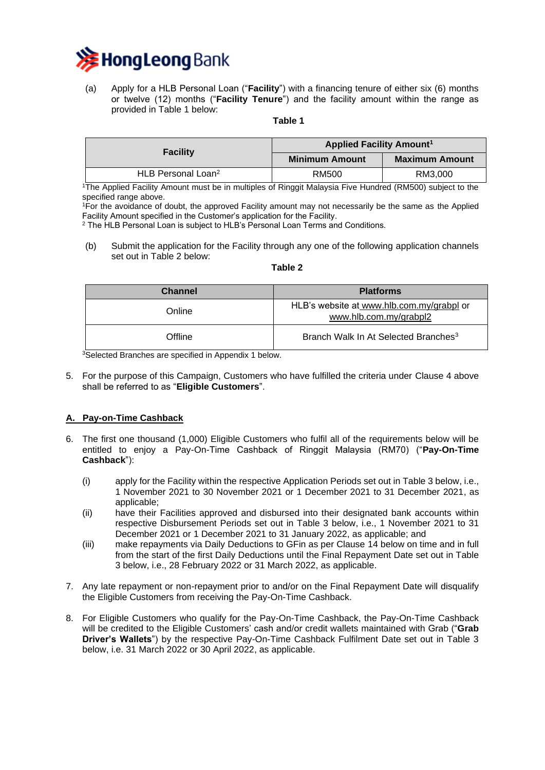(a) Apply for a HLB Personal Loan ("**Facility**") with a financing tenure of either six (6) months or twelve (12) months ("**Facility Tenure**") and the facility amount within the range as provided in Table 1 below:

**Table 1**

| Facility | Applied Facility Amount[1] | |
|---|---|---|
| | Minimum Amount | Maximum Amount |
| HLB Personal Loan[2] | RM500 | RM3,000 |

[1]The Applied Facility Amount must be in multiples of Ringgit Malaysia Five Hundred (RM500) subject to the specified range above.
[1]For the avoidance of doubt, the approved Facility amount may not necessarily be the same as the Applied Facility Amount specified in the Customer's application for the Facility.
[2] The HLB Personal Loan is subject to HLB's Personal Loan Terms and Conditions.

(b) Submit the application for the Facility through any one of the following application channels set out in Table 2 below:

**Table 2**

| Channel | Platforms |
|---|---|
| Online | HLB's website at www.hlb.com.my/grabpl or www.hlb.com.my/grabpl2 |
| Offline | Branch Walk In At Selected Branches[3] |

[3]Selected Branches are specified in Appendix 1 below.

5. For the purpose of this Campaign, Customers who have fulfilled the criteria under Clause 4 above shall be referred to as "**Eligible Customers**".

## A. Pay-on-Time Cashback

6. The first one thousand (1,000) Eligible Customers who fulfil all of the requirements below will be entitled to enjoy a Pay-On-Time Cashback of Ringgit Malaysia (RM70) ("**Pay-On-Time Cashback**"):

   (i) apply for the Facility within the respective Application Periods set out in Table 3 below, i.e., 1 November 2021 to 30 November 2021 or 1 December 2021 to 31 December 2021, as applicable;
   
   (ii) have their Facilities approved and disbursed into their designated bank accounts within respective Disbursement Periods set out in Table 3 below, i.e., 1 November 2021 to 31 December 2021 or 1 December 2021 to 31 January 2022, as applicable; and
   
   (iii) make repayments via Daily Deductions to GFin as per Clause 14 below on time and in full from the start of the first Daily Deductions until the Final Repayment Date set out in Table 3 below, i.e., 28 February 2022 or 31 March 2022, as applicable.

7. Any late repayment or non-repayment prior to and/or on the Final Repayment Date will disqualify the Eligible Customers from receiving the Pay-On-Time Cashback.

8. For Eligible Customers who qualify for the Pay-On-Time Cashback, the Pay-On-Time Cashback will be credited to the Eligible Customers' cash and/or credit wallets maintained with Grab ("**Grab Driver's Wallets**") by the respective Pay-On-Time Cashback Fulfilment Date set out in Table 3 below, i.e. 31 March 2022 or 30 April 2022, as applicable.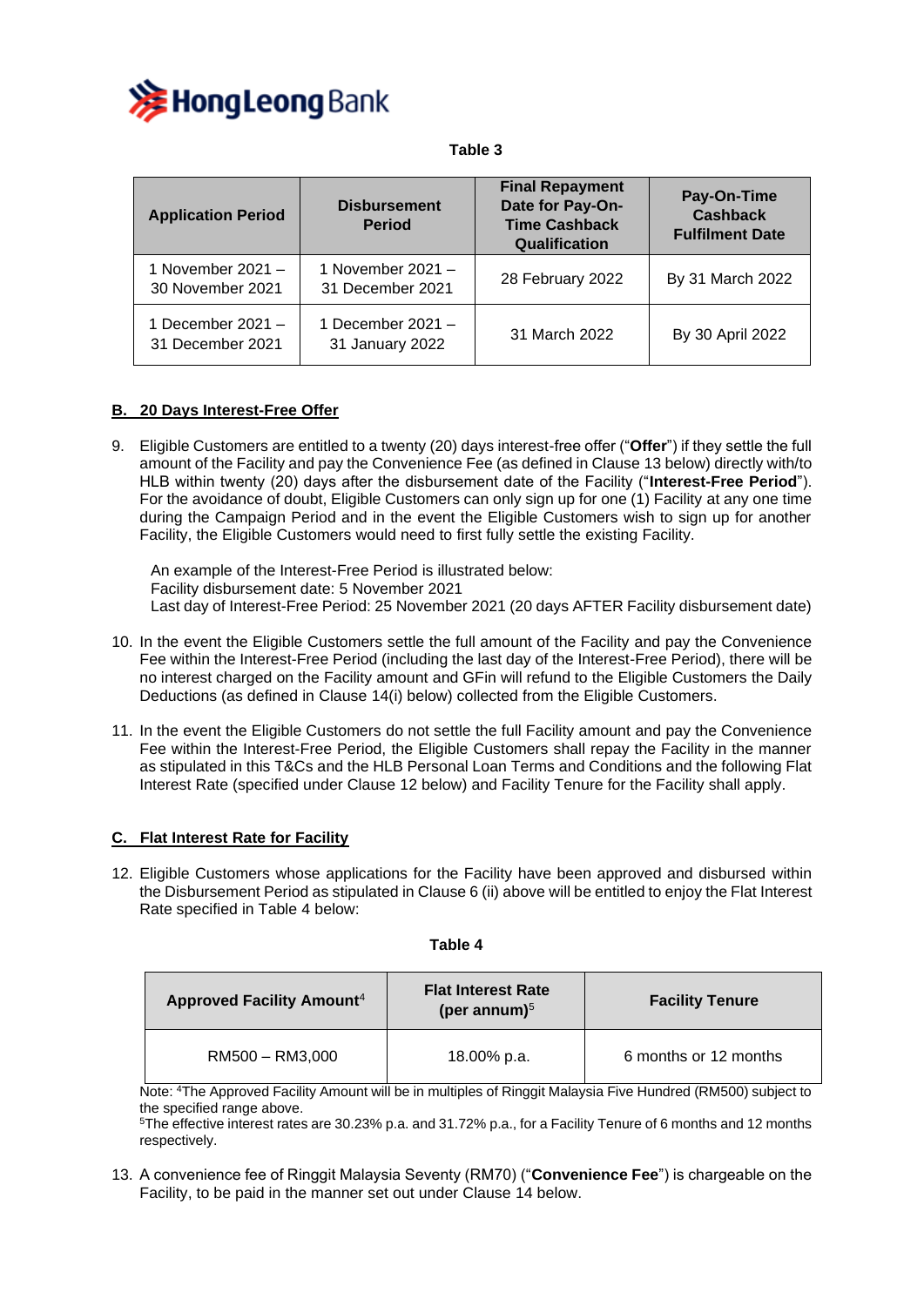**Table 3**

| Application Period | Disbursement Period | Final Repayment Date for Pay-On-Time Cashback Qualification | Pay-On-Time Cashback Fulfilment Date |
|---|---|---|---|
| 1 November 2021 – 30 November 2021 | 1 November 2021 – 31 December 2021 | 28 February 2022 | By 31 March 2022 |
| 1 December 2021 – 31 December 2021 | 1 December 2021 – 31 January 2022 | 31 March 2022 | By 30 April 2022 |

## B. 20 Days Interest-Free Offer

9. Eligible Customers are entitled to a twenty (20) days interest-free offer ("**Offer**") if they settle the full amount of the Facility and pay the Convenience Fee (as defined in Clause 13 below) directly with/to HLB within twenty (20) days after the disbursement date of the Facility ("**Interest-Free Period**"). For the avoidance of doubt, Eligible Customers can only sign up for one (1) Facility at any one time during the Campaign Period and in the event the Eligible Customers wish to sign up for another Facility, the Eligible Customers would need to first fully settle the existing Facility.

   An example of the Interest-Free Period is illustrated below:
   Facility disbursement date: 5 November 2021
   Last day of Interest-Free Period: 25 November 2021 (20 days AFTER Facility disbursement date)

10. In the event the Eligible Customers settle the full amount of the Facility and pay the Convenience Fee within the Interest-Free Period (including the last day of the Interest-Free Period), there will be no interest charged on the Facility amount and GFin will refund to the Eligible Customers the Daily Deductions (as defined in Clause 14(i) below) collected from the Eligible Customers.

11. In the event the Eligible Customers do not settle the full Facility amount and pay the Convenience Fee within the Interest-Free Period, the Eligible Customers shall repay the Facility in the manner as stipulated in this T&Cs and the HLB Personal Loan Terms and Conditions and the following Flat Interest Rate (specified under Clause 12 below) and Facility Tenure for the Facility shall apply.

## C. Flat Interest Rate for Facility

12. Eligible Customers whose applications for the Facility have been approved and disbursed within the Disbursement Period as stipulated in Clause 6 (ii) above will be entitled to enjoy the Flat Interest Rate specified in Table 4 below:

**Table 4**

| Approved Facility Amount[4] | Flat Interest Rate (per annum)[5] | Facility Tenure |
|---|---|---|
| RM500 – RM3,000 | 18.00% p.a. | 6 months or 12 months |

Note: [4]The Approved Facility Amount will be in multiples of Ringgit Malaysia Five Hundred (RM500) subject to the specified range above.
[5]The effective interest rates are 30.23% p.a. and 31.72% p.a., for a Facility Tenure of 6 months and 12 months respectively.

13. A convenience fee of Ringgit Malaysia Seventy (RM70) ("**Convenience Fee**") is chargeable on the Facility, to be paid in the manner set out under Clause 14 below.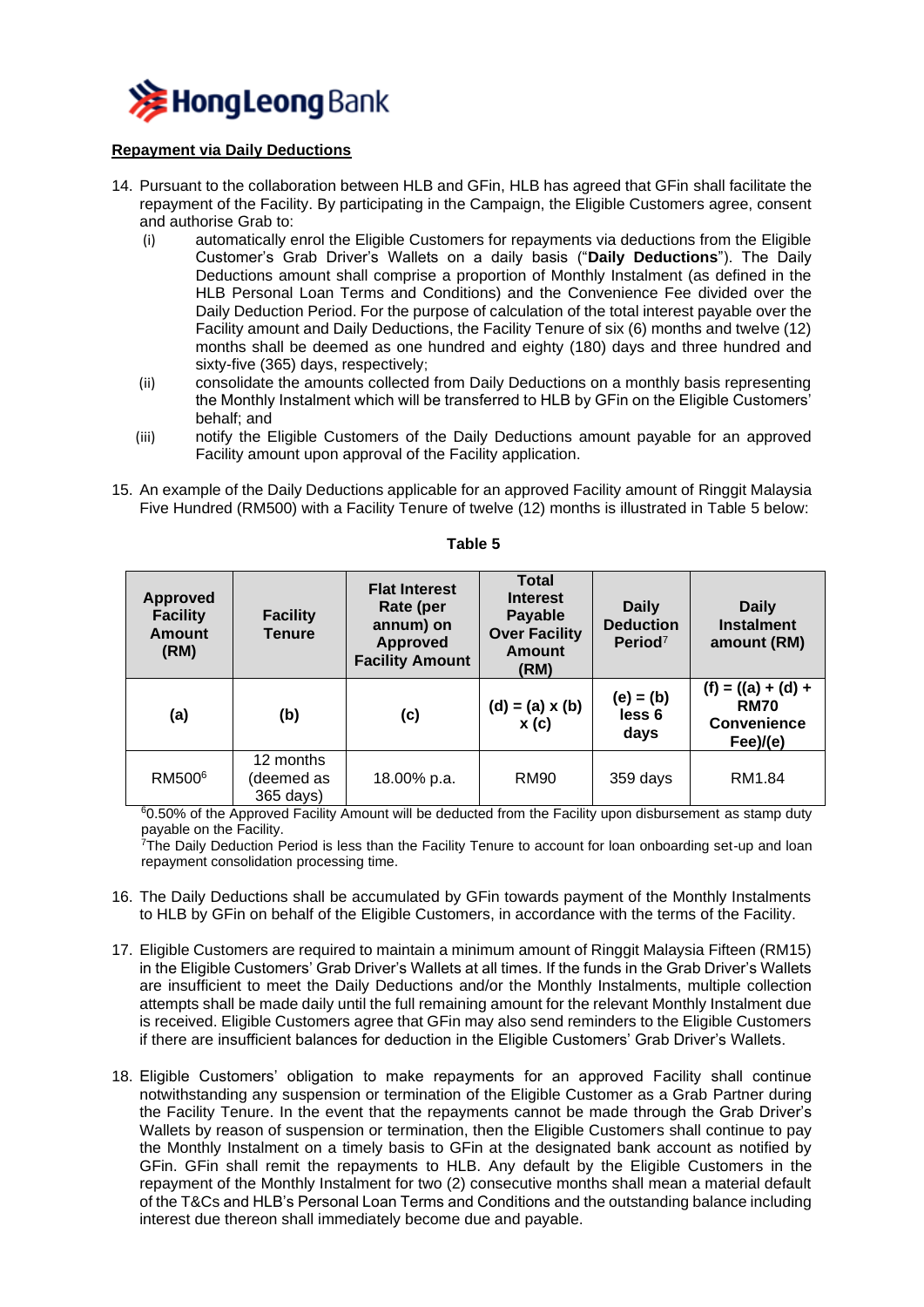**Repayment via Daily Deductions**

14. Pursuant to the collaboration between HLB and GFin, HLB has agreed that GFin shall facilitate the repayment of the Facility. By participating in the Campaign, the Eligible Customers agree, consent and authorise Grab to:
    (i) automatically enrol the Eligible Customers for repayments via deductions from the Eligible Customer's Grab Driver's Wallets on a daily basis ("**Daily Deductions**"). The Daily Deductions amount shall comprise a proportion of Monthly Instalment (as defined in the HLB Personal Loan Terms and Conditions) and the Convenience Fee divided over the Daily Deduction Period. For the purpose of calculation of the total interest payable over the Facility amount and Daily Deductions, the Facility Tenure of six (6) months and twelve (12) months shall be deemed as one hundred and eighty (180) days and three hundred and sixty-five (365) days, respectively;
    (ii) consolidate the amounts collected from Daily Deductions on a monthly basis representing the Monthly Instalment which will be transferred to HLB by GFin on the Eligible Customers' behalf; and
    (iii) notify the Eligible Customers of the Daily Deductions amount payable for an approved Facility amount upon approval of the Facility application.

15. An example of the Daily Deductions applicable for an approved Facility amount of Ringgit Malaysia Five Hundred (RM500) with a Facility Tenure of twelve (12) months is illustrated in Table 5 below:

**Table 5**

| Approved Facility Amount (RM) | Facility Tenure | Flat Interest Rate (per annum) on Approved Facility Amount | Total Interest Payable Over Facility Amount (RM) | Daily Deduction Period[7] | Daily Instalment amount (RM) |
|---|---|---|---|---|---|
| **(a)** | **(b)** | **(c)** | **(d) = (a) x (b) x (c)** | **(e) = (b) less 6 days** | **(f) = ((a) + (d) + RM70 Convenience Fee)/(e)** |
| RM500[6] | 12 months (deemed as 365 days) | 18.00% p.a. | RM90 | 359 days | RM1.84 |

[6]0.50% of the Approved Facility Amount will be deducted from the Facility upon disbursement as stamp duty payable on the Facility.
[7]The Daily Deduction Period is less than the Facility Tenure to account for loan onboarding set-up and loan repayment consolidation processing time.

16. The Daily Deductions shall be accumulated by GFin towards payment of the Monthly Instalments to HLB by GFin on behalf of the Eligible Customers, in accordance with the terms of the Facility.

17. Eligible Customers are required to maintain a minimum amount of Ringgit Malaysia Fifteen (RM15) in the Eligible Customers' Grab Driver's Wallets at all times. If the funds in the Grab Driver's Wallets are insufficient to meet the Daily Deductions and/or the Monthly Instalments, multiple collection attempts shall be made daily until the full remaining amount for the relevant Monthly Instalment due is received. Eligible Customers agree that GFin may also send reminders to the Eligible Customers if there are insufficient balances for deduction in the Eligible Customers' Grab Driver's Wallets.

18. Eligible Customers' obligation to make repayments for an approved Facility shall continue notwithstanding any suspension or termination of the Eligible Customer as a Grab Partner during the Facility Tenure. In the event that the repayments cannot be made through the Grab Driver's Wallets by reason of suspension or termination, then the Eligible Customers shall continue to pay the Monthly Instalment on a timely basis to GFin at the designated bank account as notified by GFin. GFin shall remit the repayments to HLB. Any default by the Eligible Customers in the repayment of the Monthly Instalment for two (2) consecutive months shall mean a material default of the T&Cs and HLB's Personal Loan Terms and Conditions and the outstanding balance including interest due thereon shall immediately become due and payable.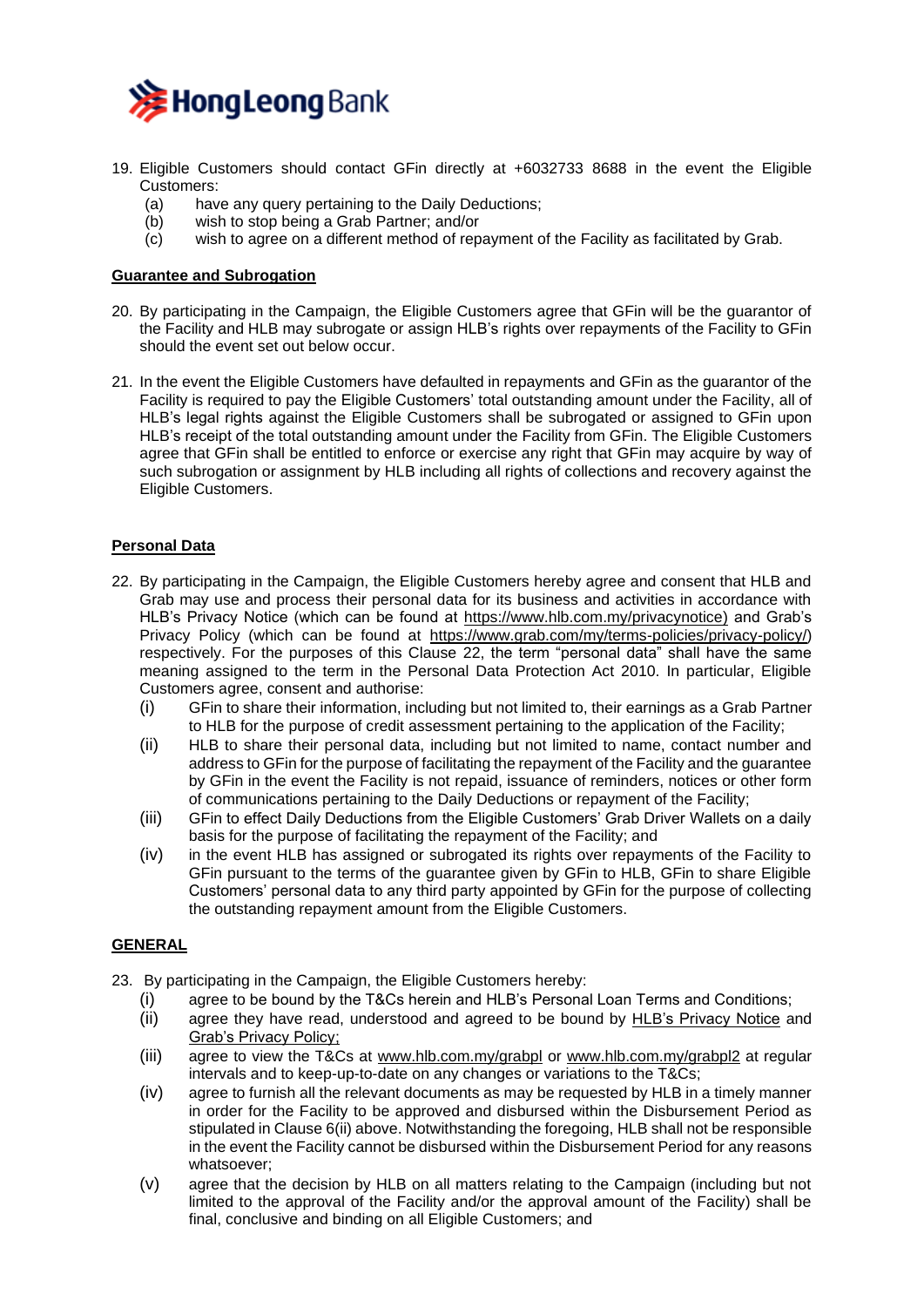19. Eligible Customers should contact GFin directly at +6032733 8688 in the event the Eligible Customers:
    (a) have any query pertaining to the Daily Deductions;
    (b) wish to stop being a Grab Partner; and/or
    (c) wish to agree on a different method of repayment of the Facility as facilitated by Grab.

**Guarantee and Subrogation**

20. By participating in the Campaign, the Eligible Customers agree that GFin will be the guarantor of the Facility and HLB may subrogate or assign HLB's rights over repayments of the Facility to GFin should the event set out below occur.

21. In the event the Eligible Customers have defaulted in repayments and GFin as the guarantor of the Facility is required to pay the Eligible Customers' total outstanding amount under the Facility, all of HLB's legal rights against the Eligible Customers shall be subrogated or assigned to GFin upon HLB's receipt of the total outstanding amount under the Facility from GFin. The Eligible Customers agree that GFin shall be entitled to enforce or exercise any right that GFin may acquire by way of such subrogation or assignment by HLB including all rights of collections and recovery against the Eligible Customers.

**Personal Data**

22. By participating in the Campaign, the Eligible Customers hereby agree and consent that HLB and Grab may use and process their personal data for its business and activities in accordance with HLB's Privacy Notice (which can be found at https://www.hlb.com.my/privacynotice) and Grab's Privacy Policy (which can be found at https://www.grab.com/my/terms-policies/privacy-policy/) respectively. For the purposes of this Clause 22, the term "personal data" shall have the same meaning assigned to the term in the Personal Data Protection Act 2010. In particular, Eligible Customers agree, consent and authorise:
    (i) GFin to share their information, including but not limited to, their earnings as a Grab Partner to HLB for the purpose of credit assessment pertaining to the application of the Facility;
    (ii) HLB to share their personal data, including but not limited to name, contact number and address to GFin for the purpose of facilitating the repayment of the Facility and the guarantee by GFin in the event the Facility is not repaid, issuance of reminders, notices or other form of communications pertaining to the Daily Deductions or repayment of the Facility;
    (iii) GFin to effect Daily Deductions from the Eligible Customers' Grab Driver Wallets on a daily basis for the purpose of facilitating the repayment of the Facility; and
    (iv) in the event HLB has assigned or subrogated its rights over repayments of the Facility to GFin pursuant to the terms of the guarantee given by GFin to HLB, GFin to share Eligible Customers' personal data to any third party appointed by GFin for the purpose of collecting the outstanding repayment amount from the Eligible Customers.

**GENERAL**

23. By participating in the Campaign, the Eligible Customers hereby:
    (i) agree to be bound by the T&Cs herein and HLB's Personal Loan Terms and Conditions;
    (ii) agree they have read, understood and agreed to be bound by HLB's Privacy Notice and Grab's Privacy Policy;
    (iii) agree to view the T&Cs at www.hlb.com.my/grabpl or www.hlb.com.my/grabpl2 at regular intervals and to keep-up-to-date on any changes or variations to the T&Cs;
    (iv) agree to furnish all the relevant documents as may be requested by HLB in a timely manner in order for the Facility to be approved and disbursed within the Disbursement Period as stipulated in Clause 6(ii) above. Notwithstanding the foregoing, HLB shall not be responsible in the event the Facility cannot be disbursed within the Disbursement Period for any reasons whatsoever;
    (v) agree that the decision by HLB on all matters relating to the Campaign (including but not limited to the approval of the Facility and/or the approval amount of the Facility) shall be final, conclusive and binding on all Eligible Customers; and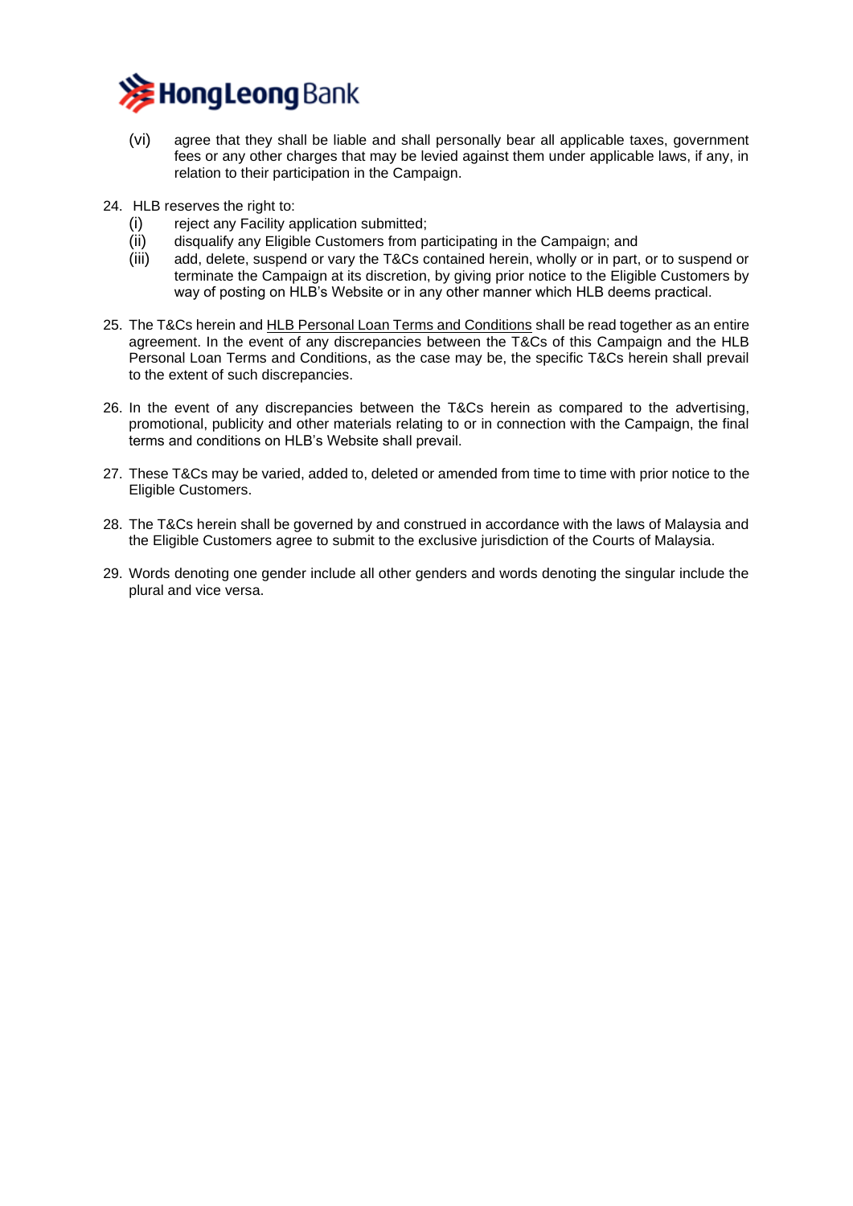(vi) agree that they shall be liable and shall personally bear all applicable taxes, government fees or any other charges that may be levied against them under applicable laws, if any, in relation to their participation in the Campaign.

24. HLB reserves the right to:
    (i) reject any Facility application submitted;
    (ii) disqualify any Eligible Customers from participating in the Campaign; and
    (iii) add, delete, suspend or vary the T&Cs contained herein, wholly or in part, or to suspend or terminate the Campaign at its discretion, by giving prior notice to the Eligible Customers by way of posting on HLB's Website or in any other manner which HLB deems practical.

25. The T&Cs herein and HLB Personal Loan Terms and Conditions shall be read together as an entire agreement. In the event of any discrepancies between the T&Cs of this Campaign and the HLB Personal Loan Terms and Conditions, as the case may be, the specific T&Cs herein shall prevail to the extent of such discrepancies.

26. In the event of any discrepancies between the T&Cs herein as compared to the advertising, promotional, publicity and other materials relating to or in connection with the Campaign, the final terms and conditions on HLB's Website shall prevail.

27. These T&Cs may be varied, added to, deleted or amended from time to time with prior notice to the Eligible Customers.

28. The T&Cs herein shall be governed by and construed in accordance with the laws of Malaysia and the Eligible Customers agree to submit to the exclusive jurisdiction of the Courts of Malaysia.

29. Words denoting one gender include all other genders and words denoting the singular include the plural and vice versa.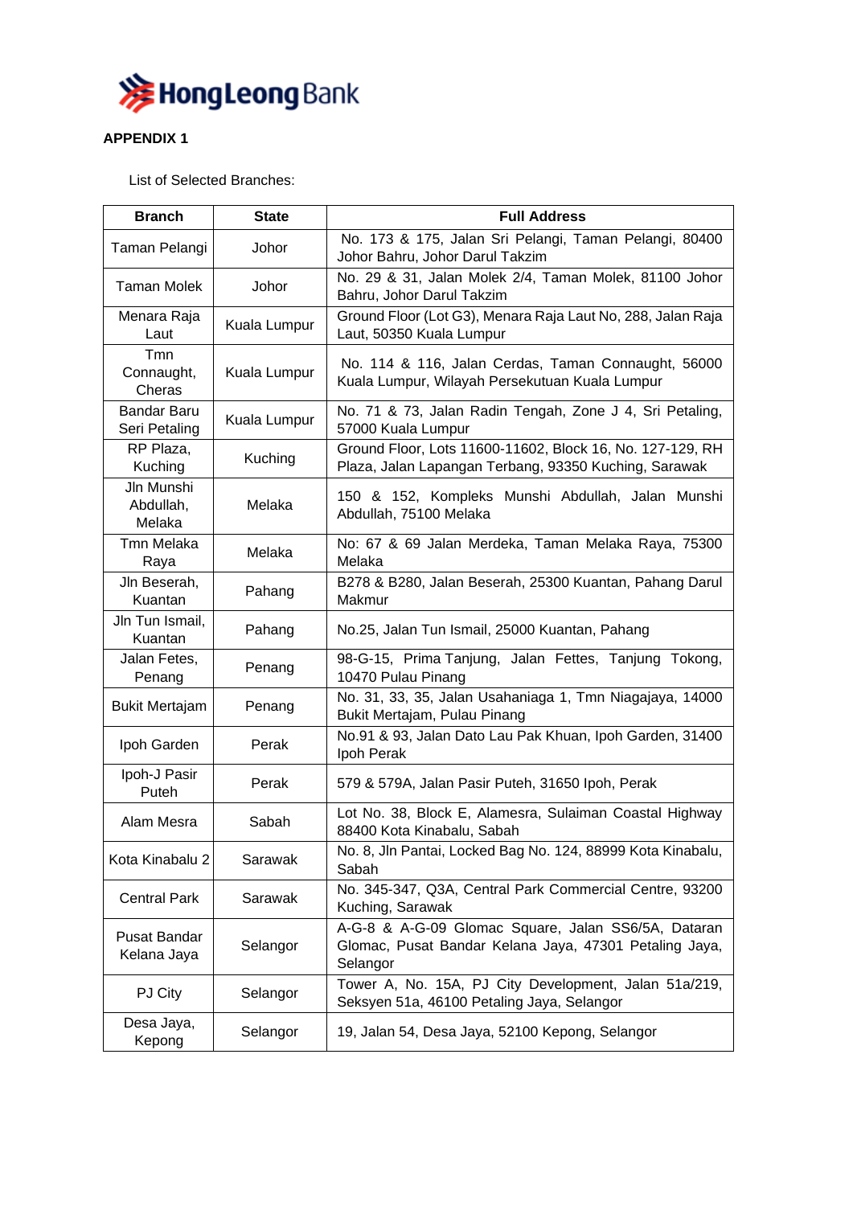**APPENDIX 1**

List of Selected Branches:

| Branch | State | Full Address |
|---|---|---|
| Taman Pelangi | Johor | No. 173 & 175, Jalan Sri Pelangi, Taman Pelangi, 80400 Johor Bahru, Johor Darul Takzim |
| Taman Molek | Johor | No. 29 & 31, Jalan Molek 2/4, Taman Molek, 81100 Johor Bahru, Johor Darul Takzim |
| Menara Raja Laut | Kuala Lumpur | Ground Floor (Lot G3), Menara Raja Laut No, 288, Jalan Raja Laut, 50350 Kuala Lumpur |
| Tmn Connaught, Cheras | Kuala Lumpur | No. 114 & 116, Jalan Cerdas, Taman Connaught, 56000 Kuala Lumpur, Wilayah Persekutuan Kuala Lumpur |
| Bandar Baru Seri Petaling | Kuala Lumpur | No. 71 & 73, Jalan Radin Tengah, Zone J 4, Sri Petaling, 57000 Kuala Lumpur |
| RP Plaza, Kuching | Kuching | Ground Floor, Lots 11600-11602, Block 16, No. 127-129, RH Plaza, Jalan Lapangan Terbang, 93350 Kuching, Sarawak |
| Jln Munshi Abdullah, Melaka | Melaka | 150 & 152, Kompleks Munshi Abdullah, Jalan Munshi Abdullah, 75100 Melaka |
| Tmn Melaka Raya | Melaka | No: 67 & 69 Jalan Merdeka, Taman Melaka Raya, 75300 Melaka |
| Jln Beserah, Kuantan | Pahang | B278 & B280, Jalan Beserah, 25300 Kuantan, Pahang Darul Makmur |
| Jln Tun Ismail, Kuantan | Pahang | No.25, Jalan Tun Ismail, 25000 Kuantan, Pahang |
| Jalan Fetes, Penang | Penang | 98-G-15, Prima Tanjung, Jalan Fettes, Tanjung Tokong, 10470 Pulau Pinang |
| Bukit Mertajam | Penang | No. 31, 33, 35, Jalan Usahaniaga 1, Tmn Niagajaya, 14000 Bukit Mertajam, Pulau Pinang |
| Ipoh Garden | Perak | No.91 & 93, Jalan Dato Lau Pak Khuan, Ipoh Garden, 31400 Ipoh Perak |
| Ipoh-J Pasir Puteh | Perak | 579 & 579A, Jalan Pasir Puteh, 31650 Ipoh, Perak |
| Alam Mesra | Sabah | Lot No. 38, Block E, Alamesra, Sulaiman Coastal Highway 88400 Kota Kinabalu, Sabah |
| Kota Kinabalu 2 | Sarawak | No. 8, Jln Pantai, Locked Bag No. 124, 88999 Kota Kinabalu, Sabah |
| Central Park | Sarawak | No. 345-347, Q3A, Central Park Commercial Centre, 93200 Kuching, Sarawak |
| Pusat Bandar Kelana Jaya | Selangor | A-G-8 & A-G-09 Glomac Square, Jalan SS6/5A, Dataran Glomac, Pusat Bandar Kelana Jaya, 47301 Petaling Jaya, Selangor |
| PJ City | Selangor | Tower A, No. 15A, PJ City Development, Jalan 51a/219, Seksyen 51a, 46100 Petaling Jaya, Selangor |
| Desa Jaya, Kepong | Selangor | 19, Jalan 54, Desa Jaya, 52100 Kepong, Selangor |